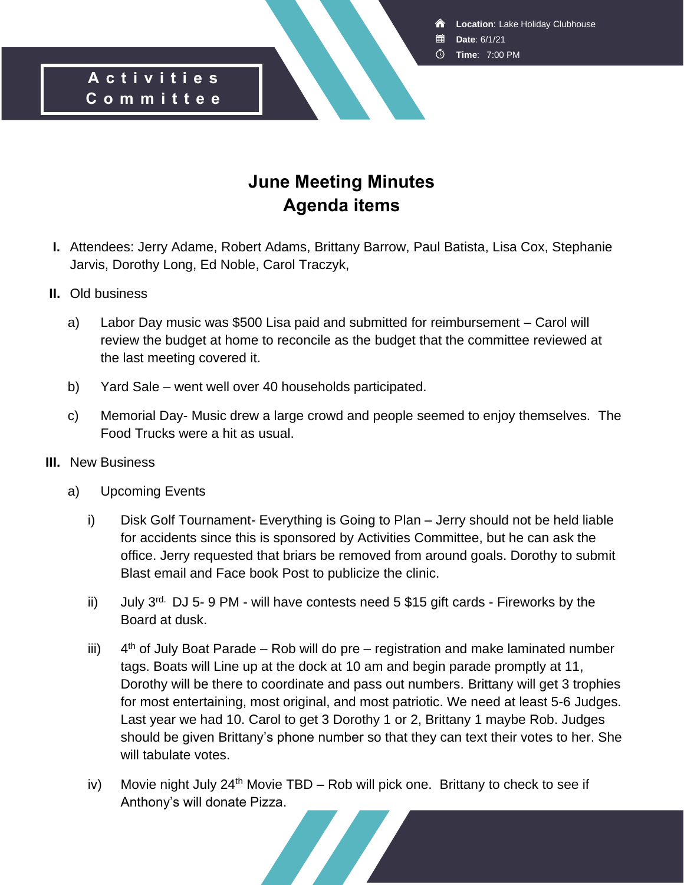Location: Lake Holiday Clubhouse
Date: 6/1/21
Time: 7:00 PM

**Activities Committee**

# June Meeting Minutes
# Agenda items

I. Attendees: Jerry Adame, Robert Adams, Brittany Barrow, Paul Batista, Lisa Cox, Stephanie Jarvis, Dorothy Long, Ed Noble, Carol Traczyk,

II. Old business

a) Labor Day music was $500 Lisa paid and submitted for reimbursement – Carol will review the budget at home to reconcile as the budget that the committee reviewed at the last meeting covered it.

b) Yard Sale – went well over 40 households participated.

c) Memorial Day- Music drew a large crowd and people seemed to enjoy themselves. The Food Trucks were a hit as usual.

III. New Business

a) Upcoming Events

i) Disk Golf Tournament- Everything is Going to Plan – Jerry should not be held liable for accidents since this is sponsored by Activities Committee, but he can ask the office. Jerry requested that briars be removed from around goals. Dorothy to submit Blast email and Face book Post to publicize the clinic.

ii) July 3rd. DJ 5- 9 PM - will have contests need 5 $15 gift cards - Fireworks by the Board at dusk.

iii) 4th of July Boat Parade – Rob will do pre – registration and make laminated number tags. Boats will Line up at the dock at 10 am and begin parade promptly at 11, Dorothy will be there to coordinate and pass out numbers. Brittany will get 3 trophies for most entertaining, most original, and most patriotic. We need at least 5-6 Judges. Last year we had 10. Carol to get 3 Dorothy 1 or 2, Brittany 1 maybe Rob. Judges should be given Brittany's phone number so that they can text their votes to her. She will tabulate votes.

iv) Movie night July 24th Movie TBD – Rob will pick one. Brittany to check to see if Anthony's will donate Pizza.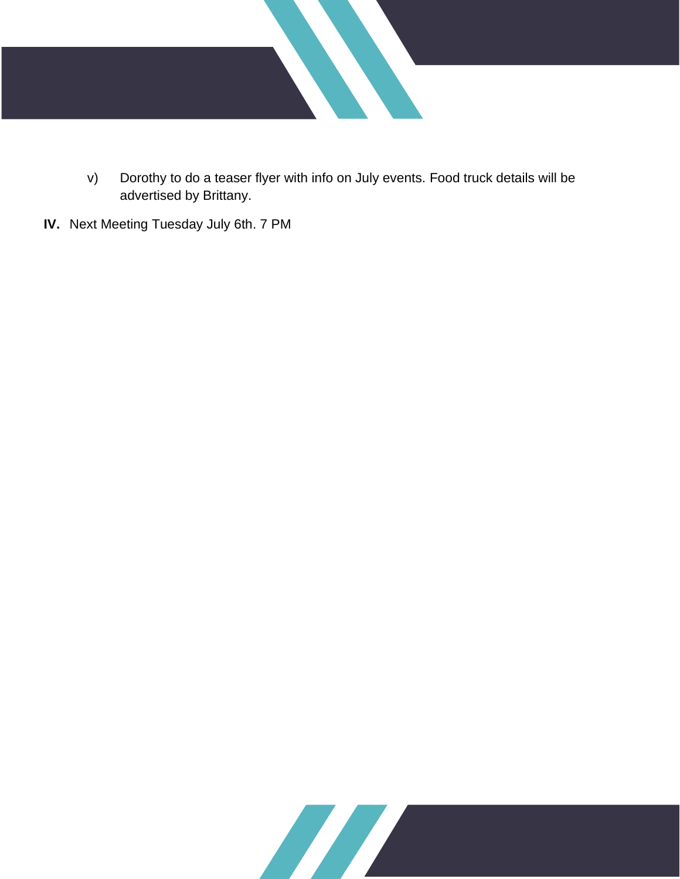v) Dorothy to do a teaser flyer with info on July events. Food truck details will be advertised by Brittany.

**IV.** Next Meeting Tuesday July 6th. 7 PM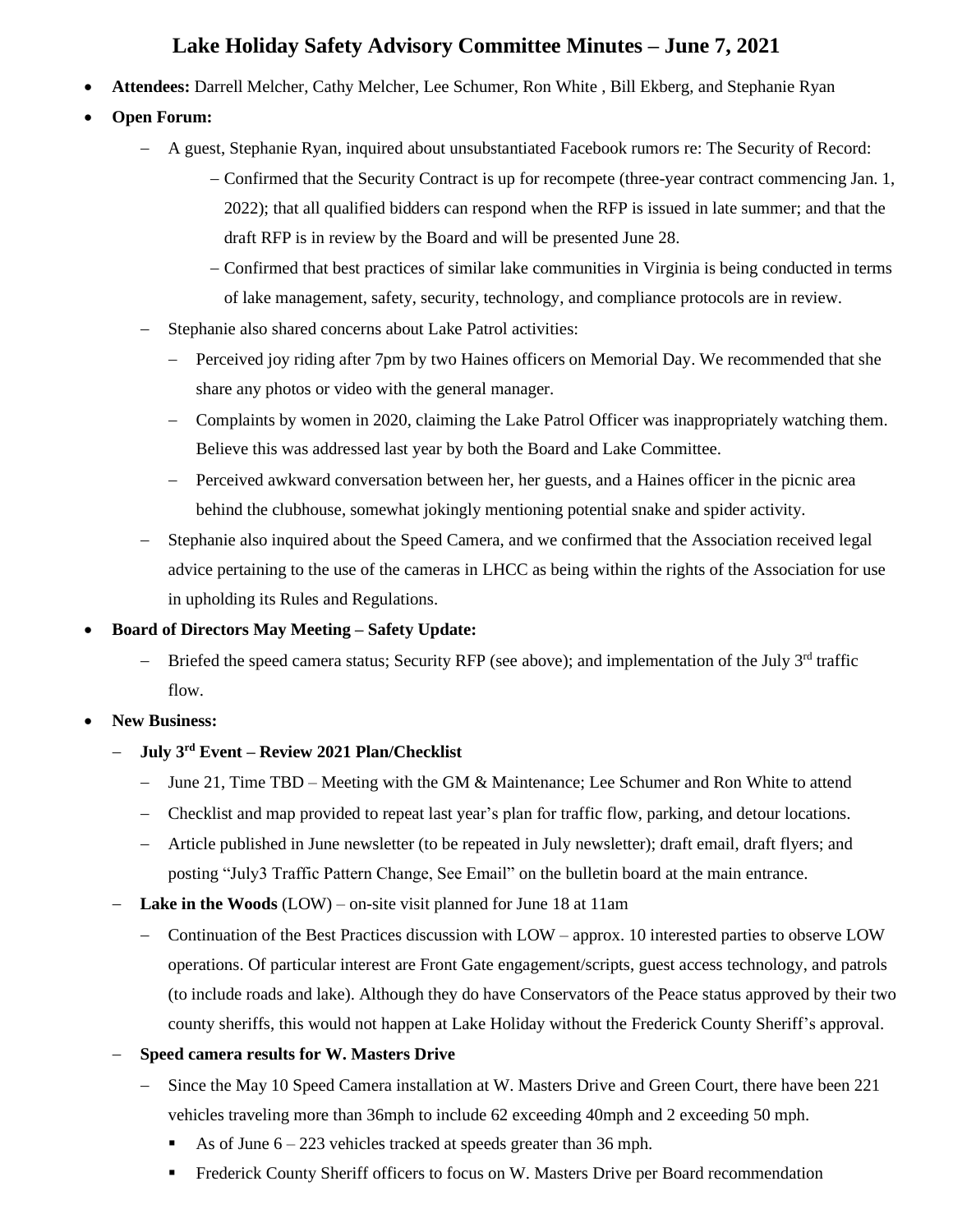# Lake Holiday Safety Advisory Committee Minutes – June 7, 2021

- **Attendees:** Darrell Melcher, Cathy Melcher, Lee Schumer, Ron White , Bill Ekberg, and Stephanie Ryan
- **Open Forum:**
  - A guest, Stephanie Ryan, inquired about unsubstantiated Facebook rumors re: The Security of Record:
    - Confirmed that the Security Contract is up for recompete (three-year contract commencing Jan. 1, 2022); that all qualified bidders can respond when the RFP is issued in late summer; and that the draft RFP is in review by the Board and will be presented June 28.
    - Confirmed that best practices of similar lake communities in Virginia is being conducted in terms of lake management, safety, security, technology, and compliance protocols are in review.
  - Stephanie also shared concerns about Lake Patrol activities:
    - Perceived joy riding after 7pm by two Haines officers on Memorial Day. We recommended that she share any photos or video with the general manager.
    - Complaints by women in 2020, claiming the Lake Patrol Officer was inappropriately watching them. Believe this was addressed last year by both the Board and Lake Committee.
    - Perceived awkward conversation between her, her guests, and a Haines officer in the picnic area behind the clubhouse, somewhat jokingly mentioning potential snake and spider activity.
  - Stephanie also inquired about the Speed Camera, and we confirmed that the Association received legal advice pertaining to the use of the cameras in LHCC as being within the rights of the Association for use in upholding its Rules and Regulations.
- **Board of Directors May Meeting – Safety Update:**
  - Briefed the speed camera status; Security RFP (see above); and implementation of the July 3rd traffic flow.
- **New Business:**
  - **July 3rd Event – Review 2021 Plan/Checklist**
    - June 21, Time TBD – Meeting with the GM & Maintenance; Lee Schumer and Ron White to attend
    - Checklist and map provided to repeat last year's plan for traffic flow, parking, and detour locations.
    - Article published in June newsletter (to be repeated in July newsletter); draft email, draft flyers; and posting "July3 Traffic Pattern Change, See Email" on the bulletin board at the main entrance.
  - **Lake in the Woods** (LOW) – on-site visit planned for June 18 at 11am
    - Continuation of the Best Practices discussion with LOW – approx. 10 interested parties to observe LOW operations. Of particular interest are Front Gate engagement/scripts, guest access technology, and patrols (to include roads and lake). Although they do have Conservators of the Peace status approved by their two county sheriffs, this would not happen at Lake Holiday without the Frederick County Sheriff's approval.
  - **Speed camera results for W. Masters Drive**
    - Since the May 10 Speed Camera installation at W. Masters Drive and Green Court, there have been 221 vehicles traveling more than 36mph to include 62 exceeding 40mph and 2 exceeding 50 mph.
      - As of June 6 – 223 vehicles tracked at speeds greater than 36 mph.
      - Frederick County Sheriff officers to focus on W. Masters Drive per Board recommendation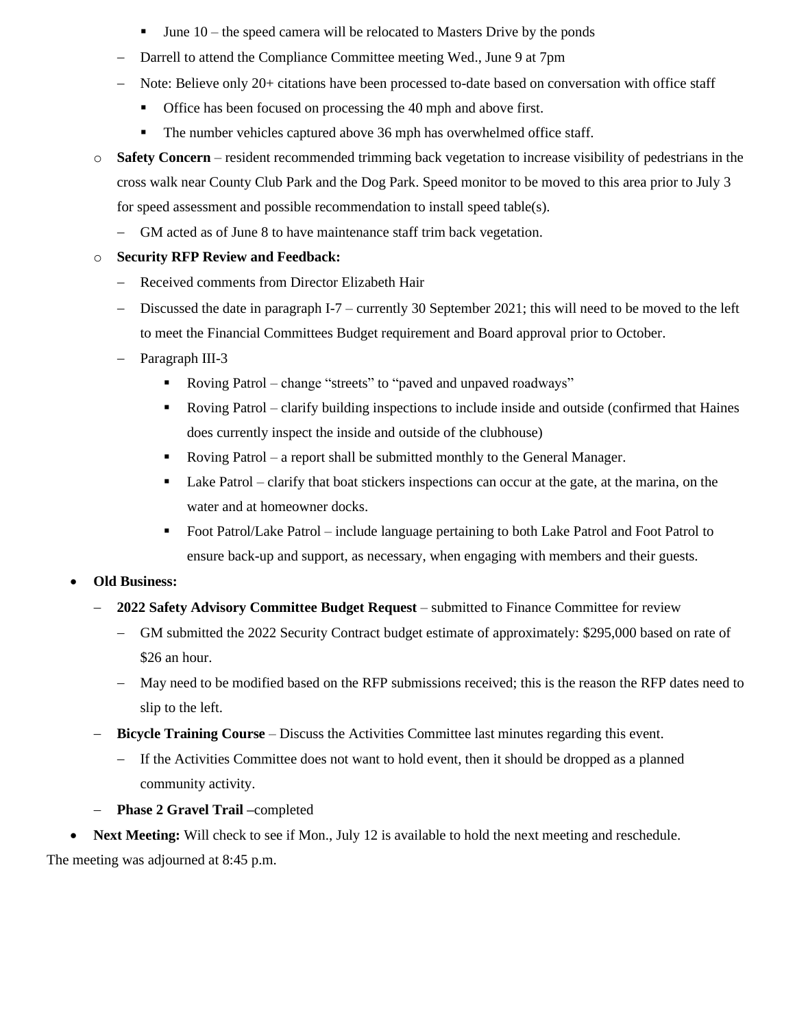- June 10 – the speed camera will be relocated to Masters Drive by the ponds
    - Darrell to attend the Compliance Committee meeting Wed., June 9 at 7pm
    - Note: Believe only 20+ citations have been processed to-date based on conversation with office staff
      - Office has been focused on processing the 40 mph and above first.
      - The number vehicles captured above 36 mph has overwhelmed office staff.
  - **Safety Concern** – resident recommended trimming back vegetation to increase visibility of pedestrians in the cross walk near County Club Park and the Dog Park. Speed monitor to be moved to this area prior to July 3 for speed assessment and possible recommendation to install speed table(s).
    - GM acted as of June 8 to have maintenance staff trim back vegetation.
  - **Security RFP Review and Feedback:**
    - Received comments from Director Elizabeth Hair
    - Discussed the date in paragraph I-7 – currently 30 September 2021; this will need to be moved to the left to meet the Financial Committees Budget requirement and Board approval prior to October.
    - Paragraph III-3
      - Roving Patrol – change "streets" to "paved and unpaved roadways"
      - Roving Patrol – clarify building inspections to include inside and outside (confirmed that Haines does currently inspect the inside and outside of the clubhouse)
      - Roving Patrol – a report shall be submitted monthly to the General Manager.
      - Lake Patrol – clarify that boat stickers inspections can occur at the gate, at the marina, on the water and at homeowner docks.
      - Foot Patrol/Lake Patrol – include language pertaining to both Lake Patrol and Foot Patrol to ensure back-up and support, as necessary, when engaging with members and their guests.

- **Old Business:**
  - **2022 Safety Advisory Committee Budget Request** – submitted to Finance Committee for review
    - GM submitted the 2022 Security Contract budget estimate of approximately: $295,000 based on rate of $26 an hour.
    - May need to be modified based on the RFP submissions received; this is the reason the RFP dates need to slip to the left.
  - **Bicycle Training Course** – Discuss the Activities Committee last minutes regarding this event.
    - If the Activities Committee does not want to hold event, then it should be dropped as a planned community activity.
  - **Phase 2 Gravel Trail** –completed
- **Next Meeting:** Will check to see if Mon., July 12 is available to hold the next meeting and reschedule.

The meeting was adjourned at 8:45 p.m.